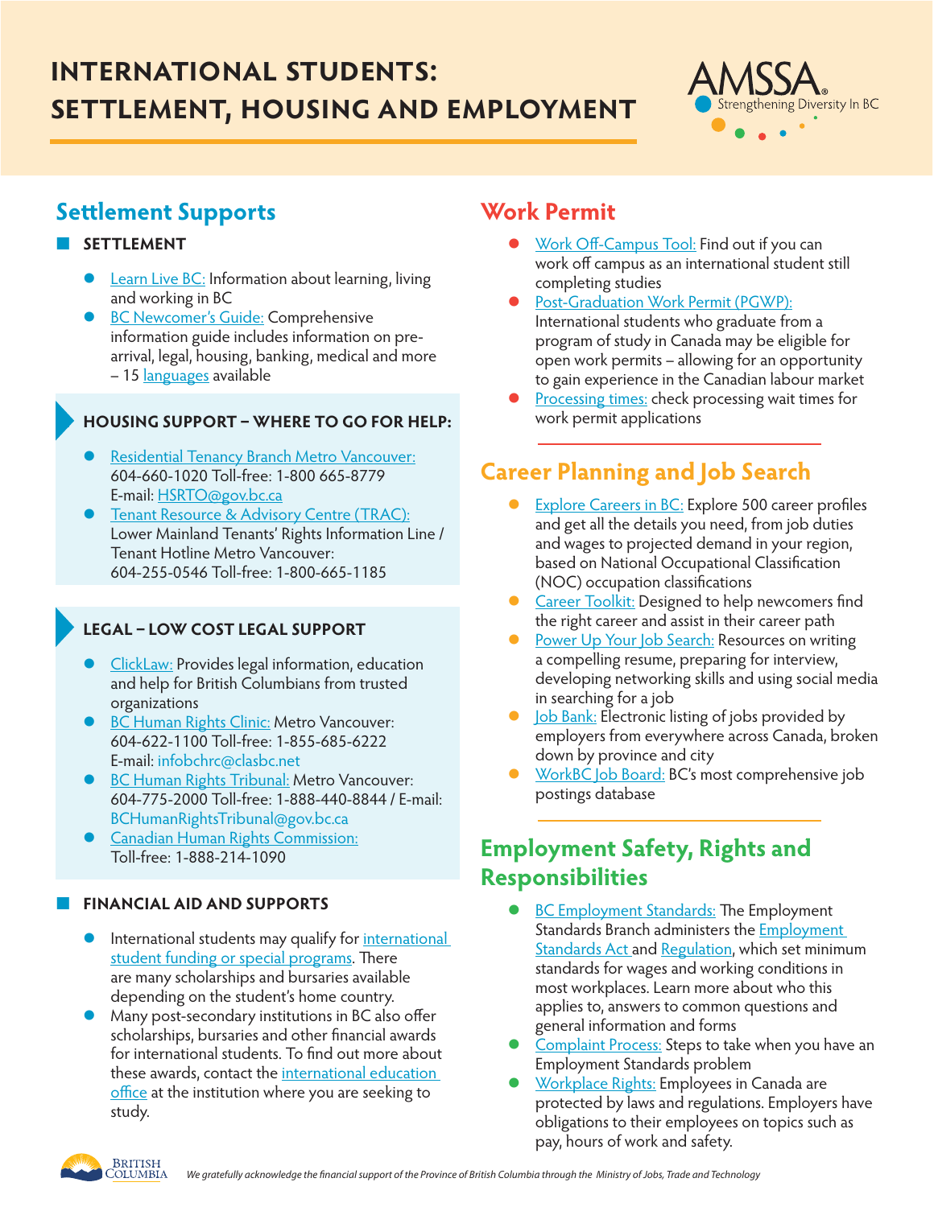# INTERNATIONAL STUDENTS: SETTLEMENT, HOUSING AND EMPLOYMENT

AMSSA Strengthening Diversity In BC

## Settlement Supports

### SETTLEMENT

- Learn Live BC: Information about learning, living and working in BC
- BC Newcomer's Guide: Comprehensive information guide includes information on pre-arrival, legal, housing, banking, medical and more – 15 languages available

### HOUSING SUPPORT – WHERE TO GO FOR HELP:

- Residential Tenancy Branch Metro Vancouver: 604-660-1020 Toll-free: 1-800 665-8779 E-mail: HSRTO@gov.bc.ca
- Tenant Resource & Advisory Centre (TRAC): Lower Mainland Tenants' Rights Information Line / Tenant Hotline Metro Vancouver: 604-255-0546 Toll-free: 1-800-665-1185

### LEGAL – LOW COST LEGAL SUPPORT

- ClickLaw: Provides legal information, education and help for British Columbians from trusted organizations
- BC Human Rights Clinic: Metro Vancouver: 604-622-1100 Toll-free: 1-855-685-6222 E-mail: infobchrc@clasbc.net
- BC Human Rights Tribunal: Metro Vancouver: 604-775-2000 Toll-free: 1-888-440-8844 / E-mail: BCHumanRightsTribunal@gov.bc.ca
- Canadian Human Rights Commission: Toll-free: 1-888-214-1090

### FINANCIAL AID AND SUPPORTS

- International students may qualify for international student funding or special programs. There are many scholarships and bursaries available depending on the student's home country.
- Many post-secondary institutions in BC also offer scholarships, bursaries and other financial awards for international students. To find out more about these awards, contact the international education office at the institution where you are seeking to study.

## Work Permit

- Work Off-Campus Tool: Find out if you can work off campus as an international student still completing studies
- Post-Graduation Work Permit (PGWP): International students who graduate from a program of study in Canada may be eligible for open work permits – allowing for an opportunity to gain experience in the Canadian labour market
- Processing times: check processing wait times for work permit applications

## Career Planning and Job Search

- Explore Careers in BC: Explore 500 career profiles and get all the details you need, from job duties and wages to projected demand in your region, based on National Occupational Classification (NOC) occupation classifications
- Career Toolkit: Designed to help newcomers find the right career and assist in their career path
- Power Up Your Job Search: Resources on writing a compelling resume, preparing for interview, developing networking skills and using social media in searching for a job
- Job Bank: Electronic listing of jobs provided by employers from everywhere across Canada, broken down by province and city
- WorkBC Job Board: BC's most comprehensive job postings database

## Employment Safety, Rights and Responsibilities

- BC Employment Standards: The Employment Standards Branch administers the Employment Standards Act and Regulation, which set minimum standards for wages and working conditions in most workplaces. Learn more about who this applies to, answers to common questions and general information and forms
- Complaint Process: Steps to take when you have an Employment Standards problem
- Workplace Rights: Employees in Canada are protected by laws and regulations. Employers have obligations to their employees on topics such as pay, hours of work and safety.

*We gratefully acknowledge the financial support of the Province of British Columbia through the Ministry of Jobs, Trade and Technology*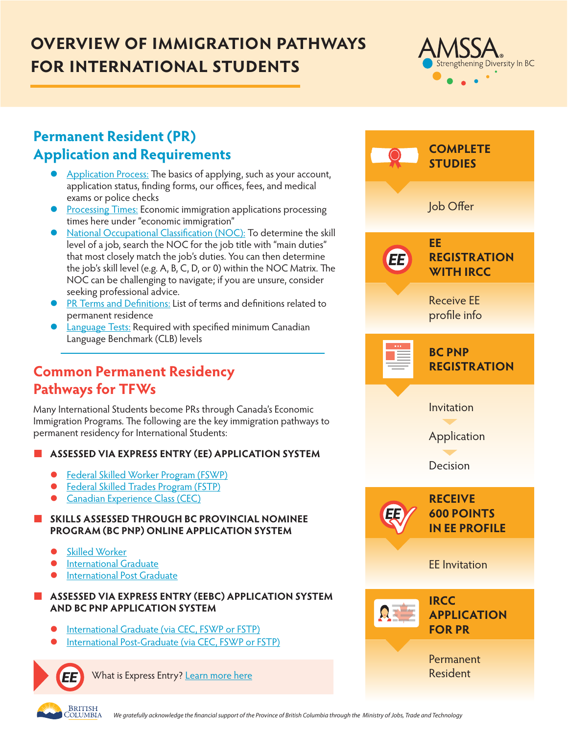# OVERVIEW OF IMMIGRATION PATHWAYS FOR INTERNATIONAL STUDENTS

AMSSA
Strengthening Diversity In BC

## Permanent Resident (PR) Application and Requirements

- Application Process: The basics of applying, such as your account, application status, finding forms, our offices, fees, and medical exams or police checks
- Processing Times: Economic immigration applications processing times here under "economic immigration"
- National Occupational Classification (NOC): To determine the skill level of a job, search the NOC for the job title with "main duties" that most closely match the job's duties. You can then determine the job's skill level (e.g. A, B, C, D, or 0) within the NOC Matrix. The NOC can be challenging to navigate; if you are unsure, consider seeking professional advice.
- PR Terms and Definitions: List of terms and definitions related to permanent residence
- Language Tests: Required with specified minimum Canadian Language Benchmark (CLB) levels

## Common Permanent Residency Pathways for TFWs

Many International Students become PRs through Canada's Economic Immigration Programs. The following are the key immigration pathways to permanent residency for International Students:

### ASSESSED VIA EXPRESS ENTRY (EE) APPLICATION SYSTEM

- Federal Skilled Worker Program (FSWP)
- Federal Skilled Trades Program (FSTP)
- Canadian Experience Class (CEC)

### SKILLS ASSESSED THROUGH BC PROVINCIAL NOMINEE PROGRAM (BC PNP) ONLINE APPLICATION SYSTEM

- Skilled Worker
- International Graduate
- International Post Graduate

### ASSESSED VIA EXPRESS ENTRY (EEBC) APPLICATION SYSTEM AND BC PNP APPLICATION SYSTEM

- International Graduate (via CEC, FSWP or FSTP)
- International Post-Graduate (via CEC, FSWP or FSTP)

EE What is Express Entry? Learn more here

**COMPLETE STUDIES**

Job Offer

**EE REGISTRATION WITH IRCC**

Receive EE profile info

**BC PNP REGISTRATION**

Invitation

Application

Decision

**RECEIVE 600 POINTS IN EE PROFILE**

EE Invitation

**IRCC APPLICATION FOR PR**

Permanent Resident

BRITISH COLUMBIA

*We gratefully acknowledge the financial support of the Province of British Columbia through the Ministry of Jobs, Trade and Technology*